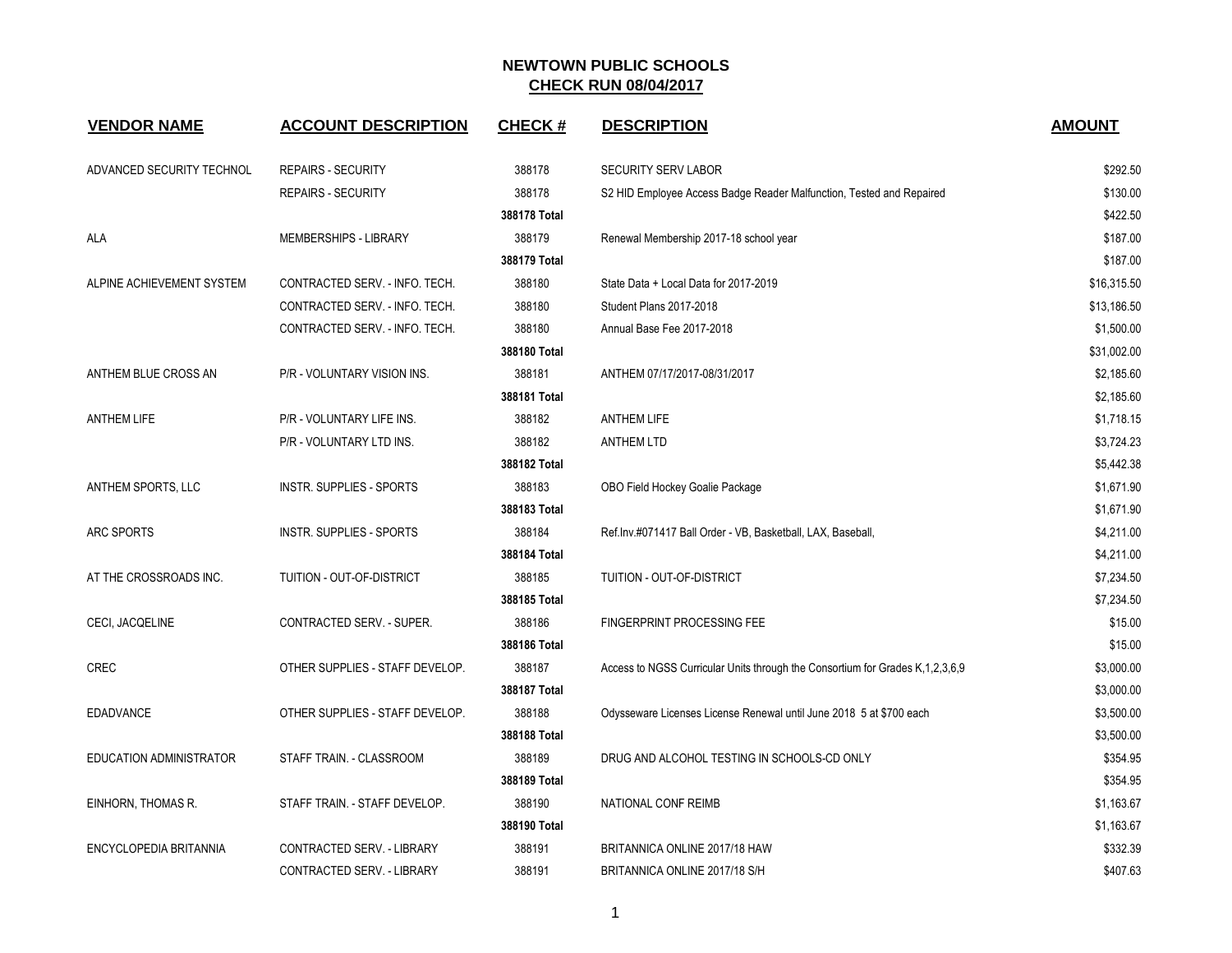# NEWTOWN PUBLIC SCHOOLS
## CHECK RUN 08/04/2017

| VENDOR NAME | ACCOUNT DESCRIPTION | CHECK # | DESCRIPTION | AMOUNT |
|---|---|---|---|---|
| ADVANCED SECURITY TECHNOL | REPAIRS - SECURITY | 388178 | SECURITY SERV LABOR | $292.50 |
| | REPAIRS - SECURITY | 388178 | S2 HID Employee Access Badge Reader Malfunction, Tested and Repaired | $130.00 |
| | | **388178 Total** | | $422.50 |
| ALA | MEMBERSHIPS - LIBRARY | 388179 | Renewal Membership 2017-18 school year | $187.00 |
| | | **388179 Total** | | $187.00 |
| ALPINE ACHIEVEMENT SYSTEM | CONTRACTED SERV. - INFO. TECH. | 388180 | State Data + Local Data for 2017-2019 | $16,315.50 |
| | CONTRACTED SERV. - INFO. TECH. | 388180 | Student Plans 2017-2018 | $13,186.50 |
| | CONTRACTED SERV. - INFO. TECH. | 388180 | Annual Base Fee 2017-2018 | $1,500.00 |
| | | **388180 Total** | | $31,002.00 |
| ANTHEM BLUE CROSS AN | P/R - VOLUNTARY VISION INS. | 388181 | ANTHEM 07/17/2017-08/31/2017 | $2,185.60 |
| | | **388181 Total** | | $2,185.60 |
| ANTHEM LIFE | P/R - VOLUNTARY LIFE INS. | 388182 | ANTHEM LIFE | $1,718.15 |
| | P/R - VOLUNTARY LTD INS. | 388182 | ANTHEM LTD | $3,724.23 |
| | | **388182 Total** | | $5,442.38 |
| ANTHEM SPORTS, LLC | INSTR. SUPPLIES - SPORTS | 388183 | OBO Field Hockey Goalie Package | $1,671.90 |
| | | **388183 Total** | | $1,671.90 |
| ARC SPORTS | INSTR. SUPPLIES - SPORTS | 388184 | Ref.Inv.#071417 Ball Order - VB, Basketball, LAX, Baseball, | $4,211.00 |
| | | **388184 Total** | | $4,211.00 |
| AT THE CROSSROADS INC. | TUITION - OUT-OF-DISTRICT | 388185 | TUITION - OUT-OF-DISTRICT | $7,234.50 |
| | | **388185 Total** | | $7,234.50 |
| CECI, JACQELINE | CONTRACTED SERV. - SUPER. | 388186 | FINGERPRINT PROCESSING FEE | $15.00 |
| | | **388186 Total** | | $15.00 |
| CREC | OTHER SUPPLIES - STAFF DEVELOP. | 388187 | Access to NGSS Curricular Units through the Consortium for Grades K,1,2,3,6,9 | $3,000.00 |
| | | **388187 Total** | | $3,000.00 |
| EDADVANCE | OTHER SUPPLIES - STAFF DEVELOP. | 388188 | Odysseware Licenses License Renewal until June 2018 5 at $700 each | $3,500.00 |
| | | **388188 Total** | | $3,500.00 |
| EDUCATION ADMINISTRATOR | STAFF TRAIN. - CLASSROOM | 388189 | DRUG AND ALCOHOL TESTING IN SCHOOLS-CD ONLY | $354.95 |
| | | **388189 Total** | | $354.95 |
| EINHORN, THOMAS R. | STAFF TRAIN. - STAFF DEVELOP. | 388190 | NATIONAL CONF REIMB | $1,163.67 |
| | | **388190 Total** | | $1,163.67 |
| ENCYCLOPEDIA BRITANNIA | CONTRACTED SERV. - LIBRARY | 388191 | BRITANNICA ONLINE 2017/18 HAW | $332.39 |
| | CONTRACTED SERV. - LIBRARY | 388191 | BRITANNICA ONLINE 2017/18 S/H | $407.63 |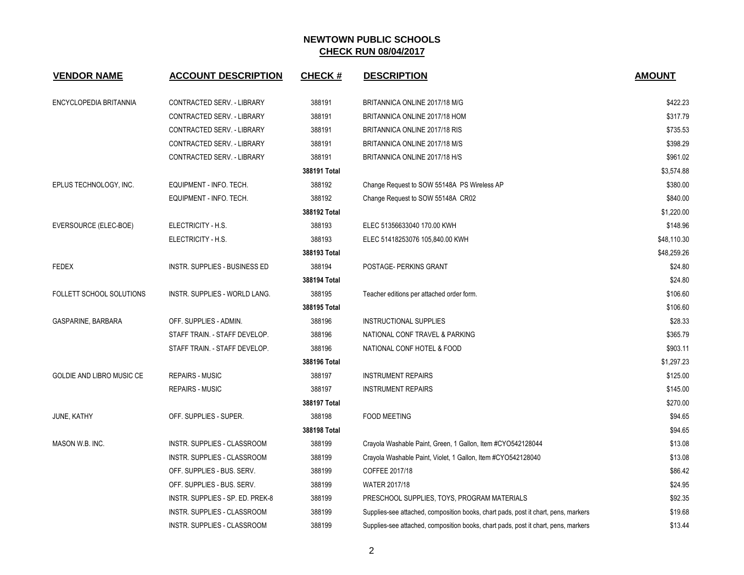# NEWTOWN PUBLIC SCHOOLS
## CHECK RUN 08/04/2017

| VENDOR NAME | ACCOUNT DESCRIPTION | CHECK # | DESCRIPTION | AMOUNT |
|---|---|---|---|---|
| ENCYCLOPEDIA BRITANNIA | CONTRACTED SERV. - LIBRARY | 388191 | BRITANNICA ONLINE 2017/18 M/G | $422.23 |
| | CONTRACTED SERV. - LIBRARY | 388191 | BRITANNICA ONLINE 2017/18 HOM | $317.79 |
| | CONTRACTED SERV. - LIBRARY | 388191 | BRITANNICA ONLINE 2017/18 RIS | $735.53 |
| | CONTRACTED SERV. - LIBRARY | 388191 | BRITANNICA ONLINE 2017/18 M/S | $398.29 |
| | CONTRACTED SERV. - LIBRARY | 388191 | BRITANNICA ONLINE 2017/18 H/S | $961.02 |
| | | **388191 Total** | | $3,574.88 |
| EPLUS TECHNOLOGY, INC. | EQUIPMENT - INFO. TECH. | 388192 | Change Request to SOW 55148A PS Wireless AP | $380.00 |
| | EQUIPMENT - INFO. TECH. | 388192 | Change Request to SOW 55148A CR02 | $840.00 |
| | | **388192 Total** | | $1,220.00 |
| EVERSOURCE (ELEC-BOE) | ELECTRICITY - H.S. | 388193 | ELEC 51356633040 170.00 KWH | $148.96 |
| | ELECTRICITY - H.S. | 388193 | ELEC 51418253076 105,840.00 KWH | $48,110.30 |
| | | **388193 Total** | | $48,259.26 |
| FEDEX | INSTR. SUPPLIES - BUSINESS ED | 388194 | POSTAGE- PERKINS GRANT | $24.80 |
| | | **388194 Total** | | $24.80 |
| FOLLETT SCHOOL SOLUTIONS | INSTR. SUPPLIES - WORLD LANG. | 388195 | Teacher editions per attached order form. | $106.60 |
| | | **388195 Total** | | $106.60 |
| GASPARINE, BARBARA | OFF. SUPPLIES - ADMIN. | 388196 | INSTRUCTIONAL SUPPLIES | $28.33 |
| | STAFF TRAIN. - STAFF DEVELOP. | 388196 | NATIONAL CONF TRAVEL & PARKING | $365.79 |
| | STAFF TRAIN. - STAFF DEVELOP. | 388196 | NATIONAL CONF HOTEL & FOOD | $903.11 |
| | | **388196 Total** | | $1,297.23 |
| GOLDIE AND LIBRO MUSIC CE | REPAIRS - MUSIC | 388197 | INSTRUMENT REPAIRS | $125.00 |
| | REPAIRS - MUSIC | 388197 | INSTRUMENT REPAIRS | $145.00 |
| | | **388197 Total** | | $270.00 |
| JUNE, KATHY | OFF. SUPPLIES - SUPER. | 388198 | FOOD MEETING | $94.65 |
| | | **388198 Total** | | $94.65 |
| MASON W.B. INC. | INSTR. SUPPLIES - CLASSROOM | 388199 | Crayola Washable Paint, Green, 1 Gallon, Item #CYO542128044 | $13.08 |
| | INSTR. SUPPLIES - CLASSROOM | 388199 | Crayola Washable Paint, Violet, 1 Gallon, Item #CYO542128040 | $13.08 |
| | OFF. SUPPLIES - BUS. SERV. | 388199 | COFFEE 2017/18 | $86.42 |
| | OFF. SUPPLIES - BUS. SERV. | 388199 | WATER 2017/18 | $24.95 |
| | INSTR. SUPPLIES - SP. ED. PREK-8 | 388199 | PRESCHOOL SUPPLIES, TOYS, PROGRAM MATERIALS | $92.35 |
| | INSTR. SUPPLIES - CLASSROOM | 388199 | Supplies-see attached, composition books, chart pads, post it chart, pens, markers | $19.68 |
| | INSTR. SUPPLIES - CLASSROOM | 388199 | Supplies-see attached, composition books, chart pads, post it chart, pens, markers | $13.44 |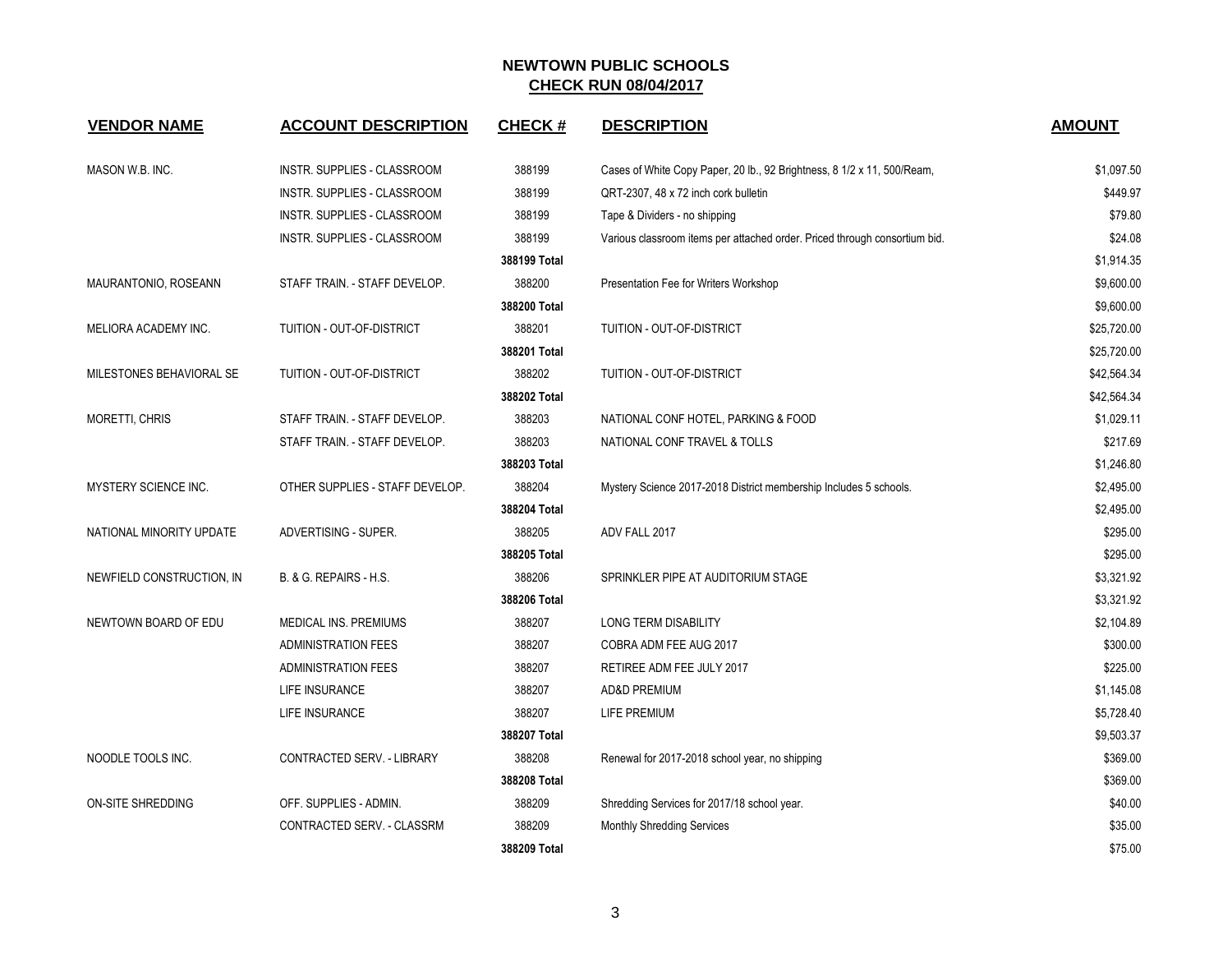# NEWTOWN PUBLIC SCHOOLS

## CHECK RUN 08/04/2017

| VENDOR NAME | ACCOUNT DESCRIPTION | CHECK # | DESCRIPTION | AMOUNT |
|---|---|---|---|---|
| MASON W.B. INC. | INSTR. SUPPLIES - CLASSROOM | 388199 | Cases of White Copy Paper, 20 lb., 92 Brightness, 8 1/2 x 11, 500/Ream, | $1,097.50 |
| | INSTR. SUPPLIES - CLASSROOM | 388199 | QRT-2307, 48 x 72 inch cork bulletin | $449.97 |
| | INSTR. SUPPLIES - CLASSROOM | 388199 | Tape & Dividers - no shipping | $79.80 |
| | INSTR. SUPPLIES - CLASSROOM | 388199 | Various classroom items per attached order. Priced through consortium bid. | $24.08 |
| | | **388199 Total** | | $1,914.35 |
| MAURANTONIO, ROSEANN | STAFF TRAIN. - STAFF DEVELOP. | 388200 | Presentation Fee for Writers Workshop | $9,600.00 |
| | | **388200 Total** | | $9,600.00 |
| MELIORA ACADEMY INC. | TUITION - OUT-OF-DISTRICT | 388201 | TUITION - OUT-OF-DISTRICT | $25,720.00 |
| | | **388201 Total** | | $25,720.00 |
| MILESTONES BEHAVIORAL SE | TUITION - OUT-OF-DISTRICT | 388202 | TUITION - OUT-OF-DISTRICT | $42,564.34 |
| | | **388202 Total** | | $42,564.34 |
| MORETTI, CHRIS | STAFF TRAIN. - STAFF DEVELOP. | 388203 | NATIONAL CONF HOTEL, PARKING & FOOD | $1,029.11 |
| | STAFF TRAIN. - STAFF DEVELOP. | 388203 | NATIONAL CONF TRAVEL & TOLLS | $217.69 |
| | | **388203 Total** | | $1,246.80 |
| MYSTERY SCIENCE INC. | OTHER SUPPLIES - STAFF DEVELOP. | 388204 | Mystery Science 2017-2018 District membership Includes 5 schools. | $2,495.00 |
| | | **388204 Total** | | $2,495.00 |
| NATIONAL MINORITY UPDATE | ADVERTISING - SUPER. | 388205 | ADV FALL 2017 | $295.00 |
| | | **388205 Total** | | $295.00 |
| NEWFIELD CONSTRUCTION, IN | B. & G. REPAIRS - H.S. | 388206 | SPRINKLER PIPE AT AUDITORIUM STAGE | $3,321.92 |
| | | **388206 Total** | | $3,321.92 |
| NEWTOWN BOARD OF EDU | MEDICAL INS. PREMIUMS | 388207 | LONG TERM DISABILITY | $2,104.89 |
| | ADMINISTRATION FEES | 388207 | COBRA ADM FEE AUG 2017 | $300.00 |
| | ADMINISTRATION FEES | 388207 | RETIREE ADM FEE JULY 2017 | $225.00 |
| | LIFE INSURANCE | 388207 | AD&D PREMIUM | $1,145.08 |
| | LIFE INSURANCE | 388207 | LIFE PREMIUM | $5,728.40 |
| | | **388207 Total** | | $9,503.37 |
| NOODLE TOOLS INC. | CONTRACTED SERV. - LIBRARY | 388208 | Renewal for 2017-2018 school year, no shipping | $369.00 |
| | | **388208 Total** | | $369.00 |
| ON-SITE SHREDDING | OFF. SUPPLIES - ADMIN. | 388209 | Shredding Services for 2017/18 school year. | $40.00 |
| | CONTRACTED SERV. - CLASSRM | 388209 | Monthly Shredding Services | $35.00 |
| | | **388209 Total** | | $75.00 |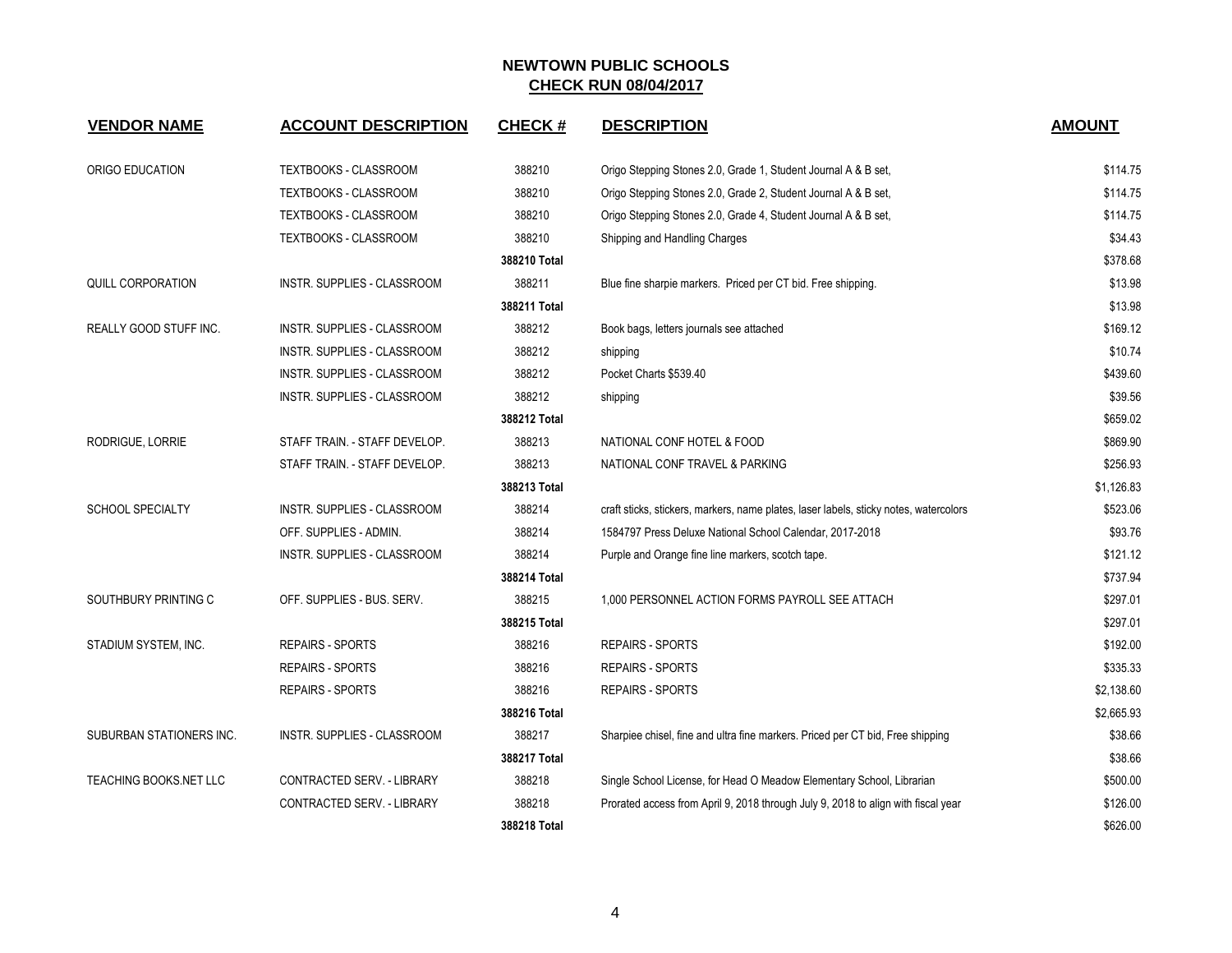# NEWTOWN PUBLIC SCHOOLS
## CHECK RUN 08/04/2017

| VENDOR NAME | ACCOUNT DESCRIPTION | CHECK # | DESCRIPTION | AMOUNT |
|---|---|---|---|---|
| ORIGO EDUCATION | TEXTBOOKS - CLASSROOM | 388210 | Origo Stepping Stones 2.0, Grade 1, Student Journal A & B set, | $114.75 |
| | TEXTBOOKS - CLASSROOM | 388210 | Origo Stepping Stones 2.0, Grade 2, Student Journal A & B set, | $114.75 |
| | TEXTBOOKS - CLASSROOM | 388210 | Origo Stepping Stones 2.0, Grade 4, Student Journal A & B set, | $114.75 |
| | TEXTBOOKS - CLASSROOM | 388210 | Shipping and Handling Charges | $34.43 |
| | | **388210 Total** | | $378.68 |
| QUILL CORPORATION | INSTR. SUPPLIES - CLASSROOM | 388211 | Blue fine sharpie markers. Priced per CT bid. Free shipping. | $13.98 |
| | | **388211 Total** | | $13.98 |
| REALLY GOOD STUFF INC. | INSTR. SUPPLIES - CLASSROOM | 388212 | Book bags, letters journals see attached | $169.12 |
| | INSTR. SUPPLIES - CLASSROOM | 388212 | shipping | $10.74 |
| | INSTR. SUPPLIES - CLASSROOM | 388212 | Pocket Charts $539.40 | $439.60 |
| | INSTR. SUPPLIES - CLASSROOM | 388212 | shipping | $39.56 |
| | | **388212 Total** | | $659.02 |
| RODRIGUE, LORRIE | STAFF TRAIN. - STAFF DEVELOP. | 388213 | NATIONAL CONF HOTEL & FOOD | $869.90 |
| | STAFF TRAIN. - STAFF DEVELOP. | 388213 | NATIONAL CONF TRAVEL & PARKING | $256.93 |
| | | **388213 Total** | | $1,126.83 |
| SCHOOL SPECIALTY | INSTR. SUPPLIES - CLASSROOM | 388214 | craft sticks, stickers, markers, name plates, laser labels, sticky notes, watercolors | $523.06 |
| | OFF. SUPPLIES - ADMIN. | 388214 | 1584797 Press Deluxe National School Calendar, 2017-2018 | $93.76 |
| | INSTR. SUPPLIES - CLASSROOM | 388214 | Purple and Orange fine line markers, scotch tape. | $121.12 |
| | | **388214 Total** | | $737.94 |
| SOUTHBURY PRINTING C | OFF. SUPPLIES - BUS. SERV. | 388215 | 1,000 PERSONNEL ACTION FORMS PAYROLL SEE ATTACH | $297.01 |
| | | **388215 Total** | | $297.01 |
| STADIUM SYSTEM, INC. | REPAIRS - SPORTS | 388216 | REPAIRS - SPORTS | $192.00 |
| | REPAIRS - SPORTS | 388216 | REPAIRS - SPORTS | $335.33 |
| | REPAIRS - SPORTS | 388216 | REPAIRS - SPORTS | $2,138.60 |
| | | **388216 Total** | | $2,665.93 |
| SUBURBAN STATIONERS INC. | INSTR. SUPPLIES - CLASSROOM | 388217 | Sharpiee chisel, fine and ultra fine markers. Priced per CT bid, Free shipping | $38.66 |
| | | **388217 Total** | | $38.66 |
| TEACHING BOOKS.NET LLC | CONTRACTED SERV. - LIBRARY | 388218 | Single School License, for Head O Meadow Elementary School, Librarian | $500.00 |
| | CONTRACTED SERV. - LIBRARY | 388218 | Prorated access from April 9, 2018 through July 9, 2018 to align with fiscal year | $126.00 |
| | | **388218 Total** | | $626.00 |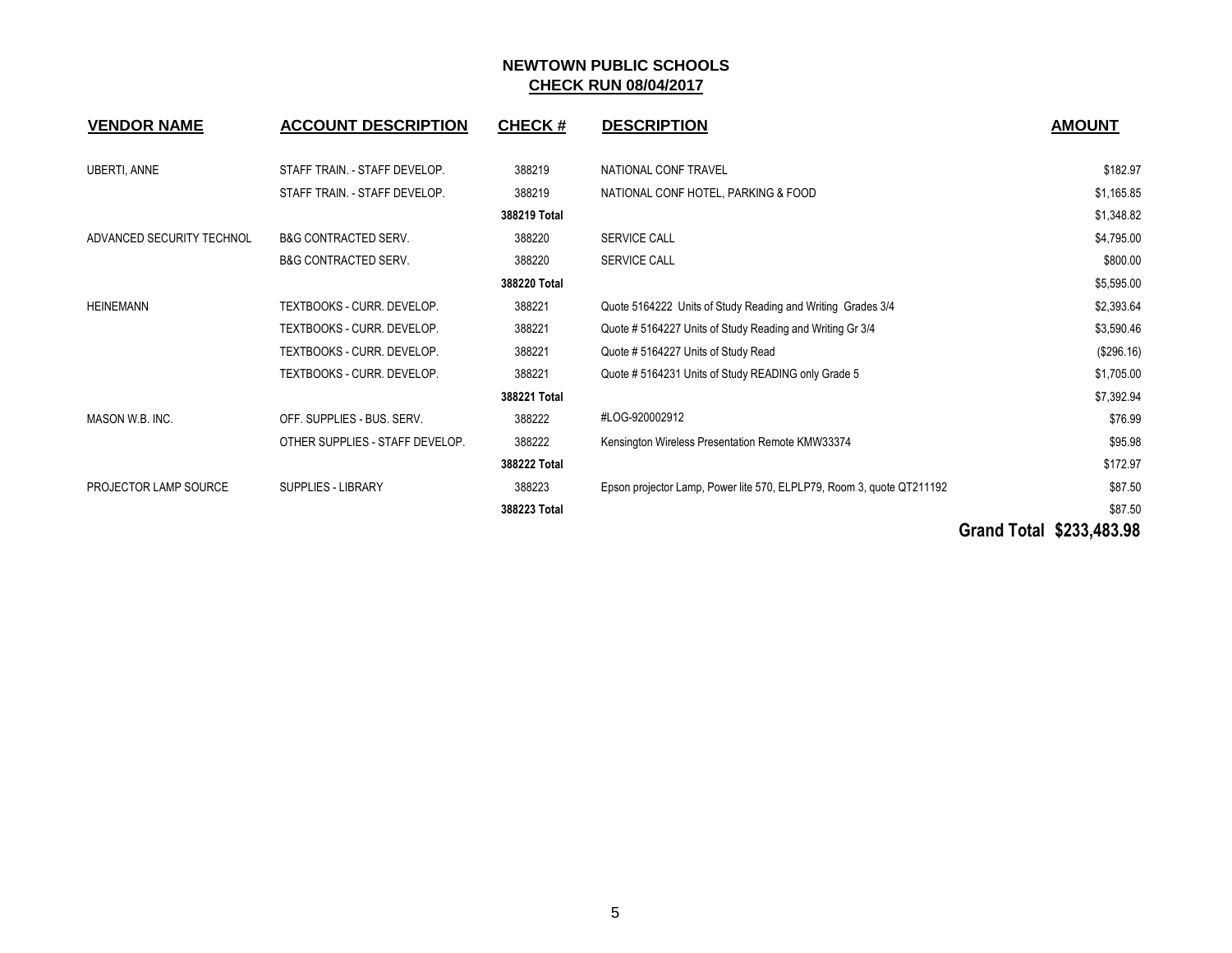**NEWTOWN PUBLIC SCHOOLS**
**CHECK RUN 08/04/2017**

| VENDOR NAME | ACCOUNT DESCRIPTION | CHECK # | DESCRIPTION | AMOUNT |
|---|---|---|---|---|
| UBERTI, ANNE | STAFF TRAIN. - STAFF DEVELOP. | 388219 | NATIONAL CONF TRAVEL | $182.97 |
| | STAFF TRAIN. - STAFF DEVELOP. | 388219 | NATIONAL CONF HOTEL, PARKING & FOOD | $1,165.85 |
| | | **388219 Total** | | $1,348.82 |
| ADVANCED SECURITY TECHNOL | B&G CONTRACTED SERV. | 388220 | SERVICE CALL | $4,795.00 |
| | B&G CONTRACTED SERV. | 388220 | SERVICE CALL | $800.00 |
| | | **388220 Total** | | $5,595.00 |
| HEINEMANN | TEXTBOOKS - CURR. DEVELOP. | 388221 | Quote 5164222 Units of Study Reading and Writing Grades 3/4 | $2,393.64 |
| | TEXTBOOKS - CURR. DEVELOP. | 388221 | Quote # 5164227 Units of Study Reading and Writing Gr 3/4 | $3,590.46 |
| | TEXTBOOKS - CURR. DEVELOP. | 388221 | Quote # 5164227 Units of Study Read | ($296.16) |
| | TEXTBOOKS - CURR. DEVELOP. | 388221 | Quote # 5164231 Units of Study READING only Grade 5 | $1,705.00 |
| | | **388221 Total** | | $7,392.94 |
| MASON W.B. INC. | OFF. SUPPLIES - BUS. SERV. | 388222 | #LOG-920002912 | $76.99 |
| | OTHER SUPPLIES - STAFF DEVELOP. | 388222 | Kensington Wireless Presentation Remote KMW33374 | $95.98 |
| | | **388222 Total** | | $172.97 |
| PROJECTOR LAMP SOURCE | SUPPLIES - LIBRARY | 388223 | Epson projector Lamp, Power lite 570, ELPLP79, Room 3, quote QT211192 | $87.50 |
| | | **388223 Total** | | $87.50 |
| | | | **Grand Total** | **$233,483.98** |